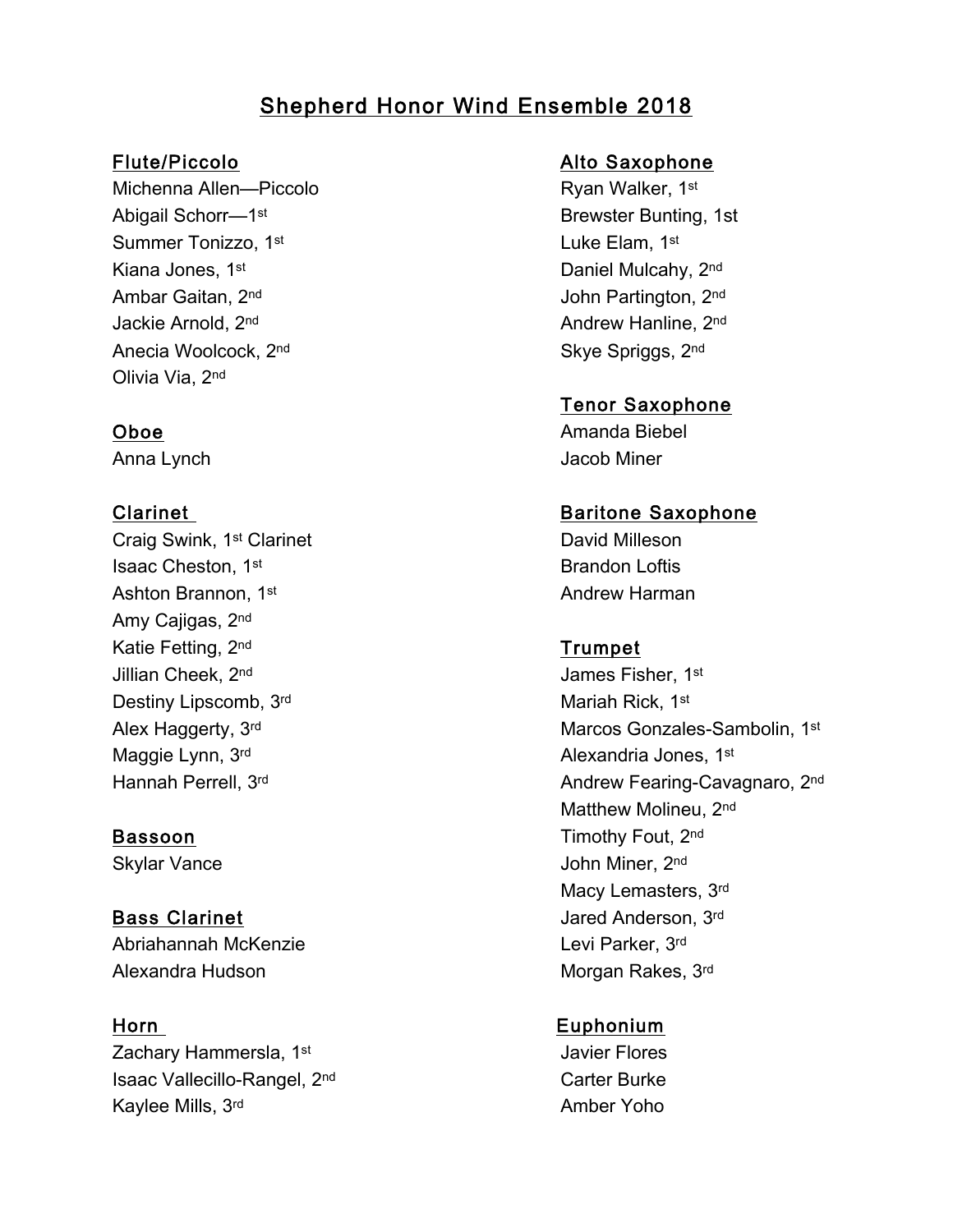# Shepherd Honor Wind Ensemble 2018

## Flute/Piccolo

Michenna Allen—Piccolo
Abigail Schorr—1st
Summer Tonizzo, 1st
Kiana Jones, 1st
Ambar Gaitan, 2nd
Jackie Arnold, 2nd
Anecia Woolcock, 2nd
Olivia Via, 2nd

## Oboe

Anna Lynch

## Clarinet

Craig Swink, 1st Clarinet
Isaac Cheston, 1st
Ashton Brannon, 1st
Amy Cajigas, 2nd
Katie Fetting, 2nd
Jillian Cheek, 2nd
Destiny Lipscomb, 3rd
Alex Haggerty, 3rd
Maggie Lynn, 3rd
Hannah Perrell, 3rd

## Bassoon

Skylar Vance

## Bass Clarinet

Abriahannah McKenzie
Alexandra Hudson

## Horn

Zachary Hammersla, 1st
Isaac Vallecillo-Rangel, 2nd
Kaylee Mills, 3rd

## Alto Saxophone

Ryan Walker, 1st
Brewster Bunting, 1st
Luke Elam, 1st
Daniel Mulcahy, 2nd
John Partington, 2nd
Andrew Hanline, 2nd
Skye Spriggs, 2nd

## Tenor Saxophone

Amanda Biebel
Jacob Miner

## Baritone Saxophone

David Milleson
Brandon Loftis
Andrew Harman

## Trumpet

James Fisher, 1st
Mariah Rick, 1st
Marcos Gonzales-Sambolin, 1st
Alexandria Jones, 1st
Andrew Fearing-Cavagnaro, 2nd
Matthew Molineu, 2nd
Timothy Fout, 2nd
John Miner, 2nd
Macy Lemasters, 3rd
Jared Anderson, 3rd
Levi Parker, 3rd
Morgan Rakes, 3rd

## Euphonium

Javier Flores
Carter Burke
Amber Yoho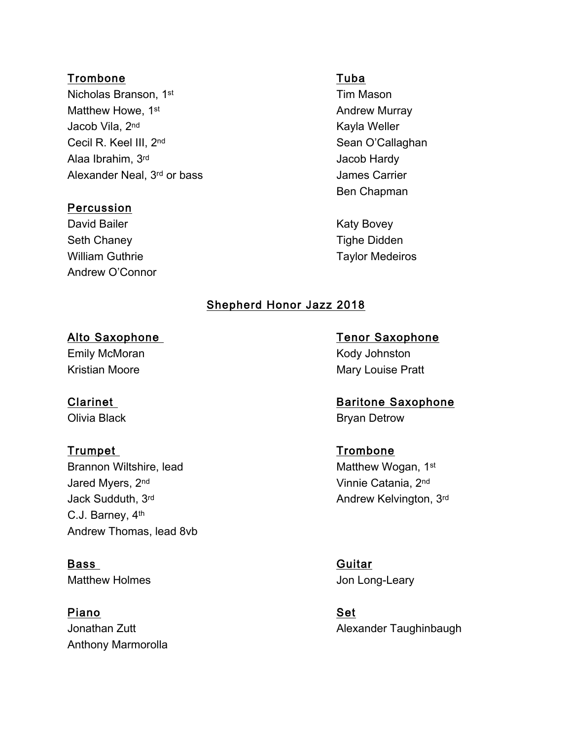### Trombone

Nicholas Branson, 1st
Matthew Howe, 1st
Jacob Vila, 2nd
Cecil R. Keel III, 2nd
Alaa Ibrahim, 3rd
Alexander Neal, 3rd or bass

### Percussion

David Bailer
Seth Chaney
William Guthrie
Andrew O'Connor

### Tuba

Tim Mason
Andrew Murray
Kayla Weller
Sean O'Callaghan
Jacob Hardy
James Carrier
Ben Chapman

Katy Bovey
Tighe Didden
Taylor Medeiros

## Shepherd Honor Jazz 2018

### Alto Saxophone

Emily McMoran
Kristian Moore

### Clarinet

Olivia Black

### Trumpet

Brannon Wiltshire, lead
Jared Myers, 2nd
Jack Sudduth, 3rd
C.J. Barney, 4th
Andrew Thomas, lead 8vb

### Bass

Matthew Holmes

### Piano

Jonathan Zutt
Anthony Marmorolla

### Tenor Saxophone

Kody Johnston
Mary Louise Pratt

### Baritone Saxophone

Bryan Detrow

### Trombone

Matthew Wogan, 1st
Vinnie Catania, 2nd
Andrew Kelvington, 3rd

### Guitar

Jon Long-Leary

### Set

Alexander Taughinbaugh